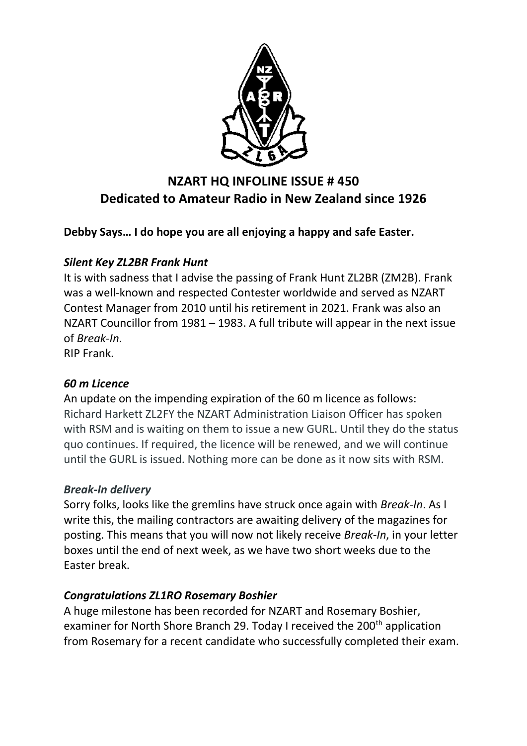# NZART HQ INFOLINE ISSUE # 450
## Dedicated to Amateur Radio in New Zealand since 1926

**Debby Says… I do hope you are all enjoying a happy and safe Easter.**

### *Silent Key ZL2BR Frank Hunt*

It is with sadness that I advise the passing of Frank Hunt ZL2BR (ZM2B). Frank was a well-known and respected Contester worldwide and served as NZART Contest Manager from 2010 until his retirement in 2021. Frank was also an NZART Councillor from 1981 – 1983. A full tribute will appear in the next issue of *Break-In*.
RIP Frank.

### *60 m Licence*

An update on the impending expiration of the 60 m licence as follows:
Richard Harkett ZL2FY the NZART Administration Liaison Officer has spoken with RSM and is waiting on them to issue a new GURL. Until they do the status quo continues. If required, the licence will be renewed, and we will continue until the GURL is issued. Nothing more can be done as it now sits with RSM.

### *Break-In delivery*

Sorry folks, looks like the gremlins have struck once again with *Break-In*. As I write this, the mailing contractors are awaiting delivery of the magazines for posting. This means that you will now not likely receive *Break-In*, in your letter boxes until the end of next week, as we have two short weeks due to the Easter break.

### *Congratulations ZL1RO Rosemary Boshier*

A huge milestone has been recorded for NZART and Rosemary Boshier, examiner for North Shore Branch 29. Today I received the 200th application from Rosemary for a recent candidate who successfully completed their exam.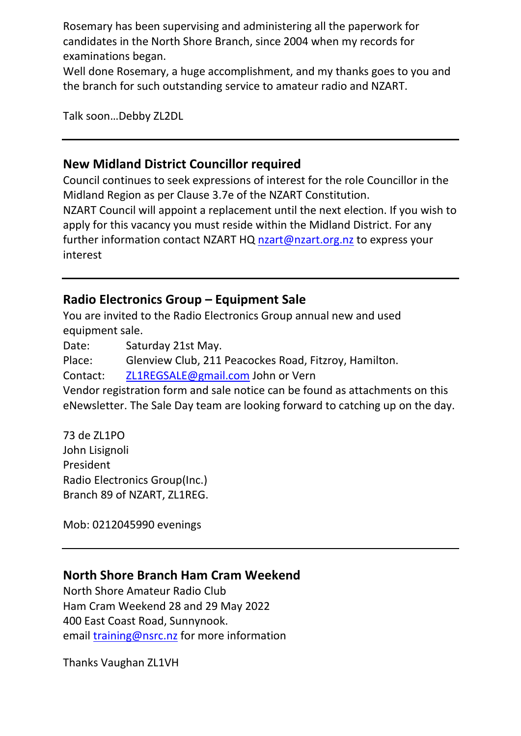Rosemary has been supervising and administering all the paperwork for candidates in the North Shore Branch, since 2004 when my records for examinations began.

Well done Rosemary, a huge accomplishment, and my thanks goes to you and the branch for such outstanding service to amateur radio and NZART.

Talk soon…Debby ZL2DL

---

## New Midland District Councillor required

Council continues to seek expressions of interest for the role Councillor in the Midland Region as per Clause 3.7e of the NZART Constitution.

NZART Council will appoint a replacement until the next election. If you wish to apply for this vacancy you must reside within the Midland District. For any further information contact NZART HQ nzart@nzart.org.nz to express your interest

---

## Radio Electronics Group – Equipment Sale

You are invited to the Radio Electronics Group annual new and used equipment sale.

Date: Saturday 21st May.
Place: Glenview Club, 211 Peacockes Road, Fitzroy, Hamilton.
Contact: ZL1REGSALE@gmail.com John or Vern

Vendor registration form and sale notice can be found as attachments on this eNewsletter. The Sale Day team are looking forward to catching up on the day.

73 de ZL1PO
John Lisignoli
President
Radio Electronics Group(Inc.)
Branch 89 of NZART, ZL1REG.

Mob: 0212045990 evenings

---

## North Shore Branch Ham Cram Weekend

North Shore Amateur Radio Club
Ham Cram Weekend 28 and 29 May 2022
400 East Coast Road, Sunnynook.
email training@nsrc.nz for more information

Thanks Vaughan ZL1VH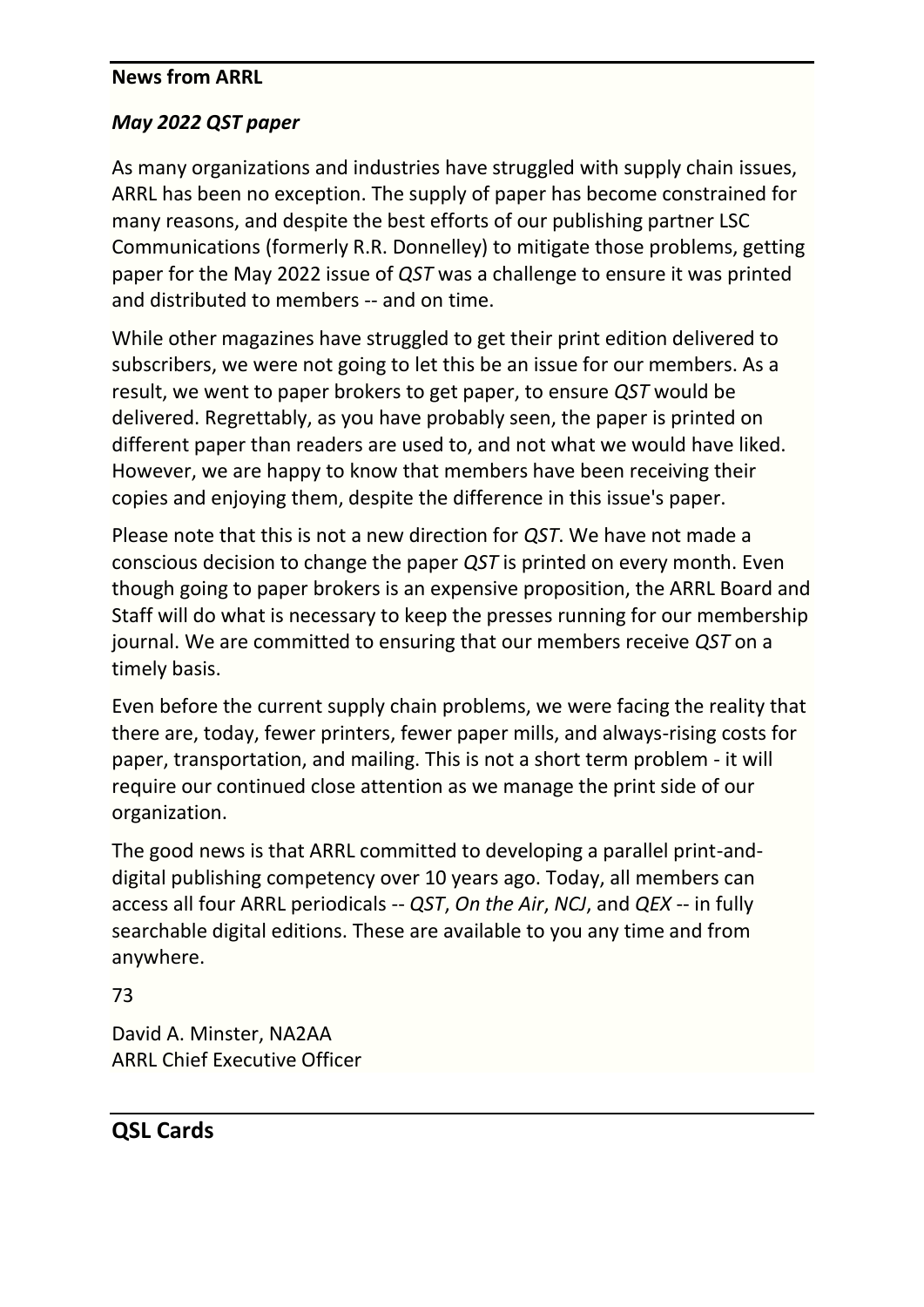**News from ARRL**

***May 2022 QST paper***

As many organizations and industries have struggled with supply chain issues, ARRL has been no exception. The supply of paper has become constrained for many reasons, and despite the best efforts of our publishing partner LSC Communications (formerly R.R. Donnelley) to mitigate those problems, getting paper for the May 2022 issue of *QST* was a challenge to ensure it was printed and distributed to members -- and on time.

While other magazines have struggled to get their print edition delivered to subscribers, we were not going to let this be an issue for our members. As a result, we went to paper brokers to get paper, to ensure *QST* would be delivered. Regrettably, as you have probably seen, the paper is printed on different paper than readers are used to, and not what we would have liked. However, we are happy to know that members have been receiving their copies and enjoying them, despite the difference in this issue's paper.

Please note that this is not a new direction for *QST*. We have not made a conscious decision to change the paper *QST* is printed on every month. Even though going to paper brokers is an expensive proposition, the ARRL Board and Staff will do what is necessary to keep the presses running for our membership journal. We are committed to ensuring that our members receive *QST* on a timely basis.

Even before the current supply chain problems, we were facing the reality that there are, today, fewer printers, fewer paper mills, and always-rising costs for paper, transportation, and mailing. This is not a short term problem - it will require our continued close attention as we manage the print side of our organization.

The good news is that ARRL committed to developing a parallel print-and-digital publishing competency over 10 years ago. Today, all members can access all four ARRL periodicals -- *QST*, *On the Air*, *NCJ*, and *QEX* -- in fully searchable digital editions. These are available to you any time and from anywhere.

73

David A. Minster, NA2AA
ARRL Chief Executive Officer

## QSL Cards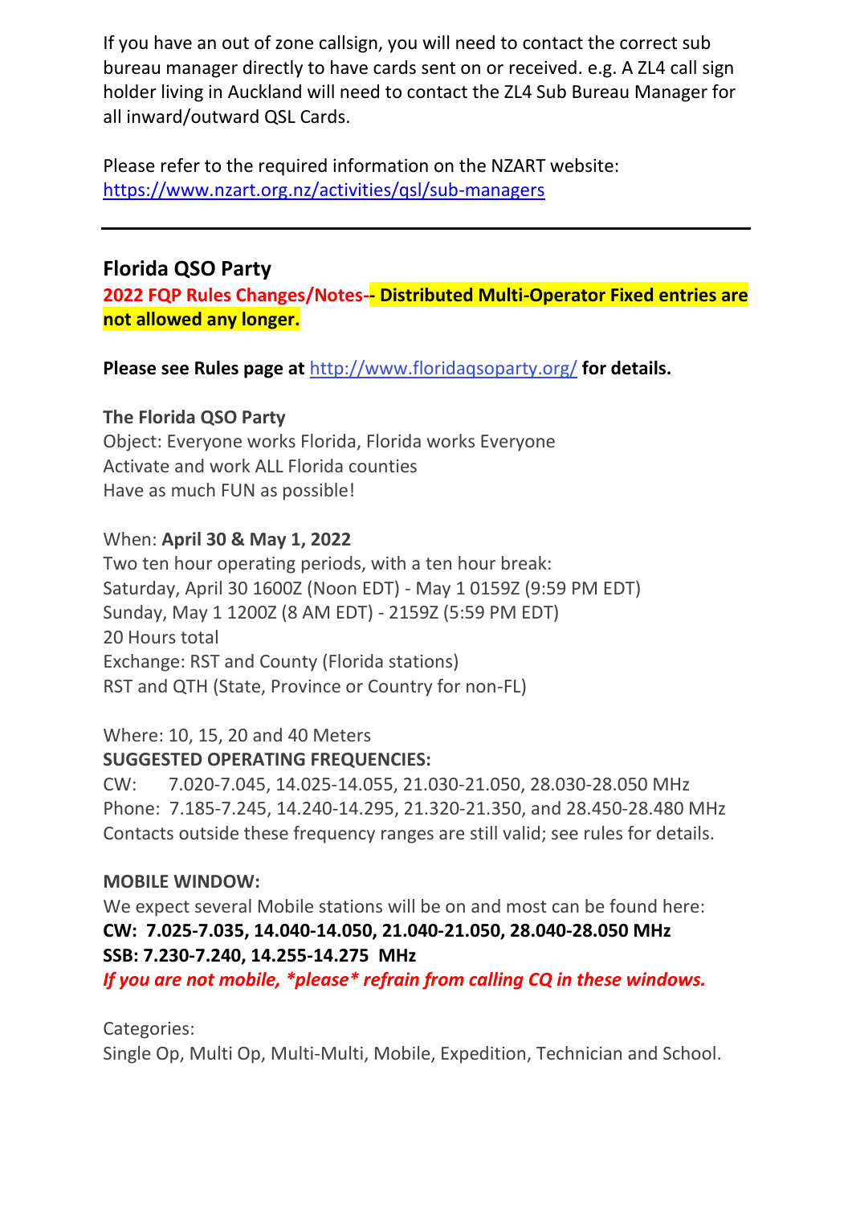If you have an out of zone callsign, you will need to contact the correct sub bureau manager directly to have cards sent on or received. e.g. A ZL4 call sign holder living in Auckland will need to contact the ZL4 Sub Bureau Manager for all inward/outward QSL Cards.

Please refer to the required information on the NZART website: [https://www.nzart.org.nz/activities/qsl/sub-managers](https://www.nzart.org.nz/activities/qsl/sub-managers)

---

## Florida QSO Party

**2022 FQP Rules Changes/Notes-- Distributed Multi-Operator Fixed entries are not allowed any longer.**

**Please see Rules page at [http://www.floridaqsoparty.org/](http://www.floridaqsoparty.org/) for details.**

**The Florida QSO Party**
Object: Everyone works Florida, Florida works Everyone
Activate and work ALL Florida counties
Have as much FUN as possible!

When: **April 30 & May 1, 2022**
Two ten hour operating periods, with a ten hour break:
Saturday, April 30 1600Z (Noon EDT) - May 1 0159Z (9:59 PM EDT)
Sunday, May 1 1200Z (8 AM EDT) - 2159Z (5:59 PM EDT)
20 Hours total
Exchange: RST and County (Florida stations)
RST and QTH (State, Province or Country for non-FL)

Where: 10, 15, 20 and 40 Meters
**SUGGESTED OPERATING FREQUENCIES:**
CW: 7.020-7.045, 14.025-14.055, 21.030-21.050, 28.030-28.050 MHz
Phone: 7.185-7.245, 14.240-14.295, 21.320-21.350, and 28.450-28.480 MHz
Contacts outside these frequency ranges are still valid; see rules for details.

**MOBILE WINDOW:**
We expect several Mobile stations will be on and most can be found here:
**CW: 7.025-7.035, 14.040-14.050, 21.040-21.050, 28.040-28.050 MHz**
**SSB: 7.230-7.240, 14.255-14.275 MHz**
***If you are not mobile, *please* refrain from calling CQ in these windows.***

Categories:
Single Op, Multi Op, Multi-Multi, Mobile, Expedition, Technician and School.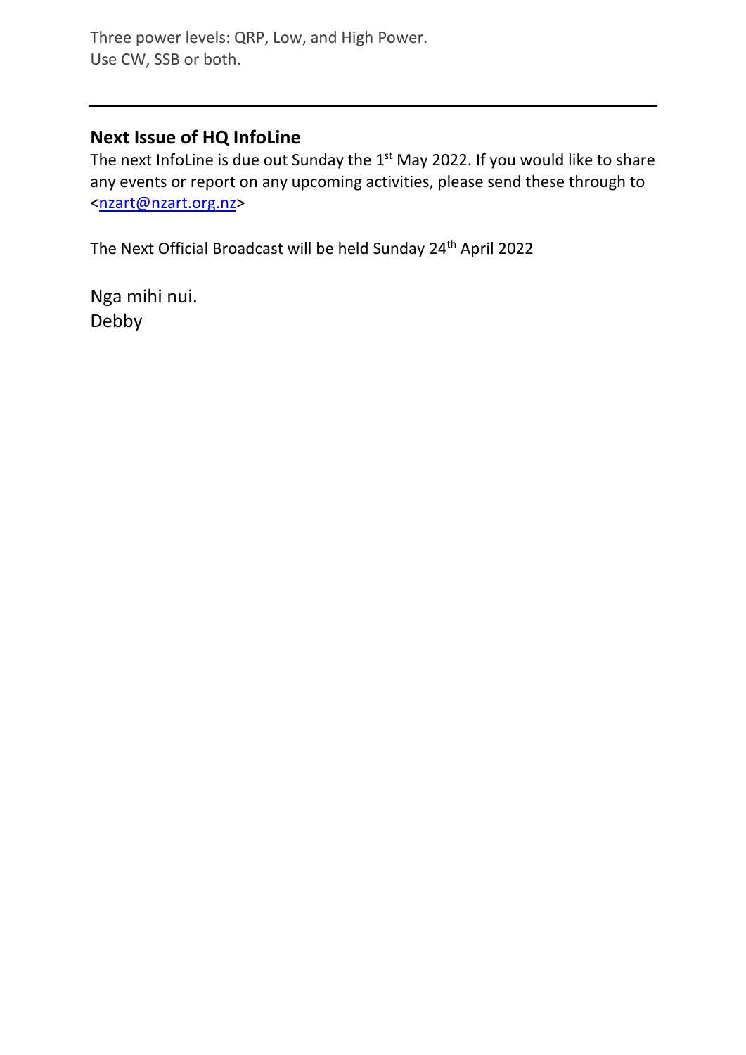Three power levels: QRP, Low, and High Power.
Use CW, SSB or both.

---

## Next Issue of HQ InfoLine

The next InfoLine is due out Sunday the 1st May 2022. If you would like to share any events or report on any upcoming activities, please send these through to <nzart@nzart.org.nz>

The Next Official Broadcast will be held Sunday 24th April 2022

Nga mihi nui.
Debby